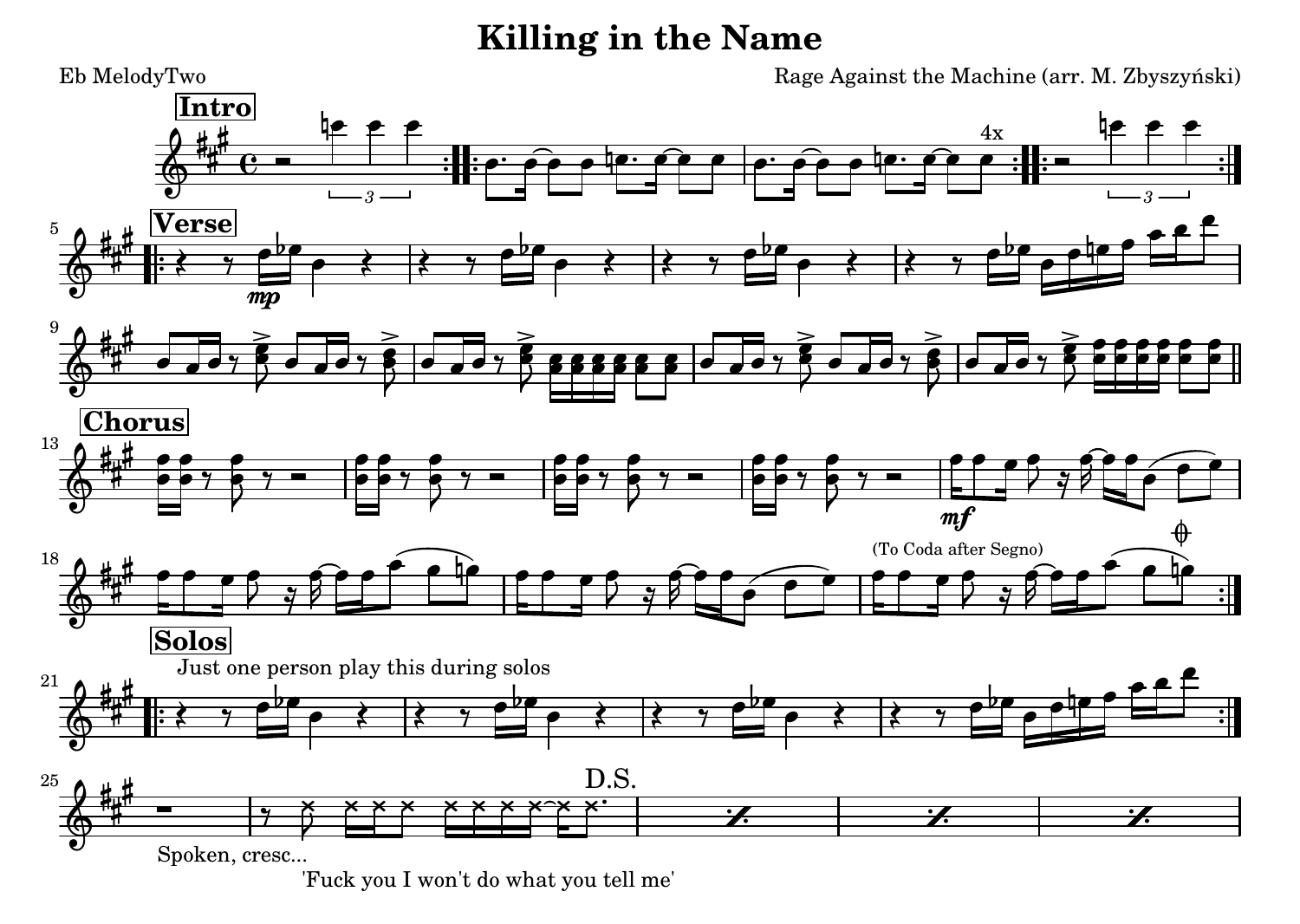# Killing in the Name

Eb MelodyTwo

Rage Against the Machine (arr. M. Zbyszyński)

**Intro**

4x

**Verse**

**Chorus**

(To Coda after Segno)

**Solos**

Just one person play this during solos

Spoken, cresc...

'Fuck you I won't do what you tell me'

D.S.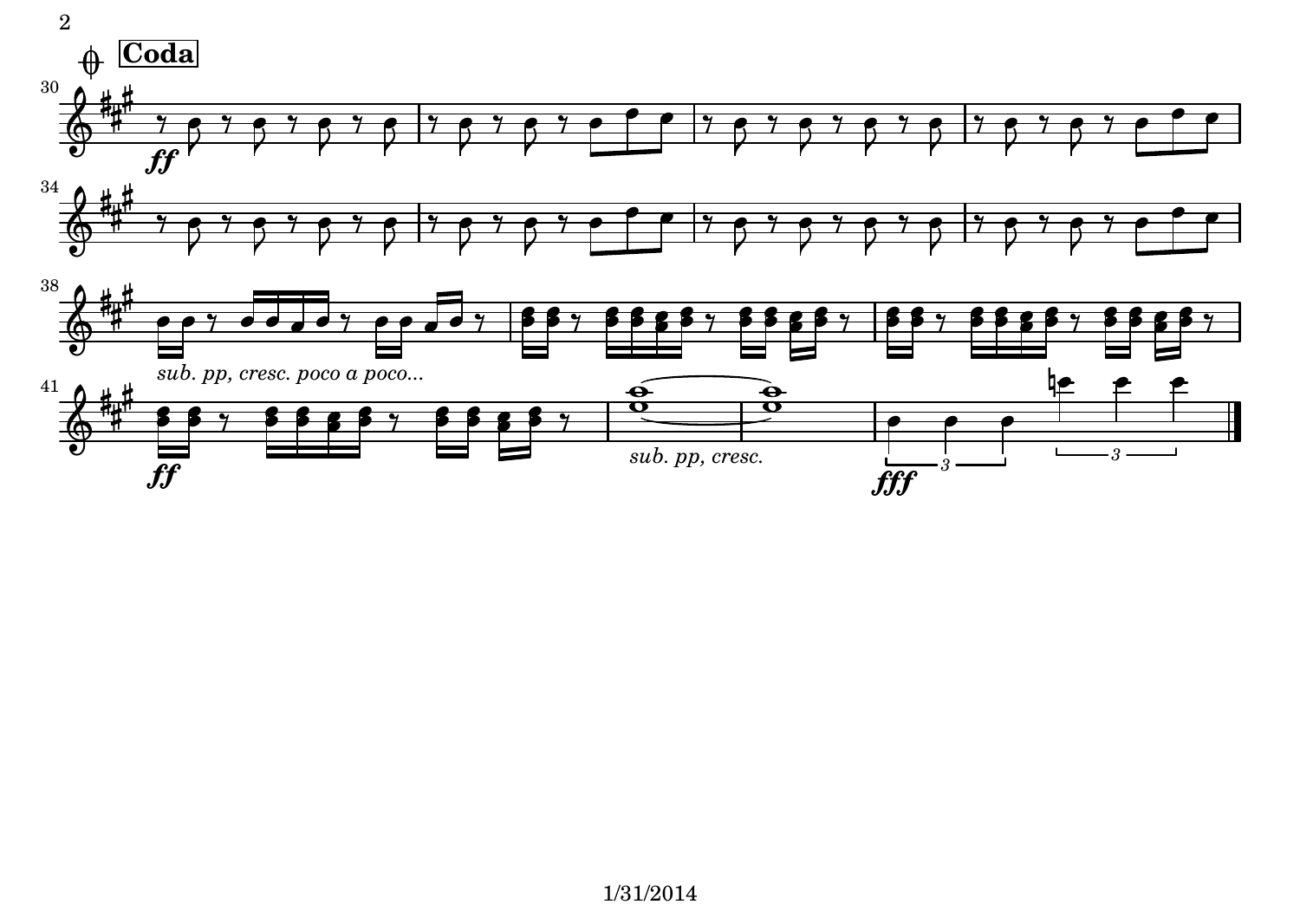## Coda

*sub. pp, cresc. poco a poco...*

*sub. pp, cresc.*